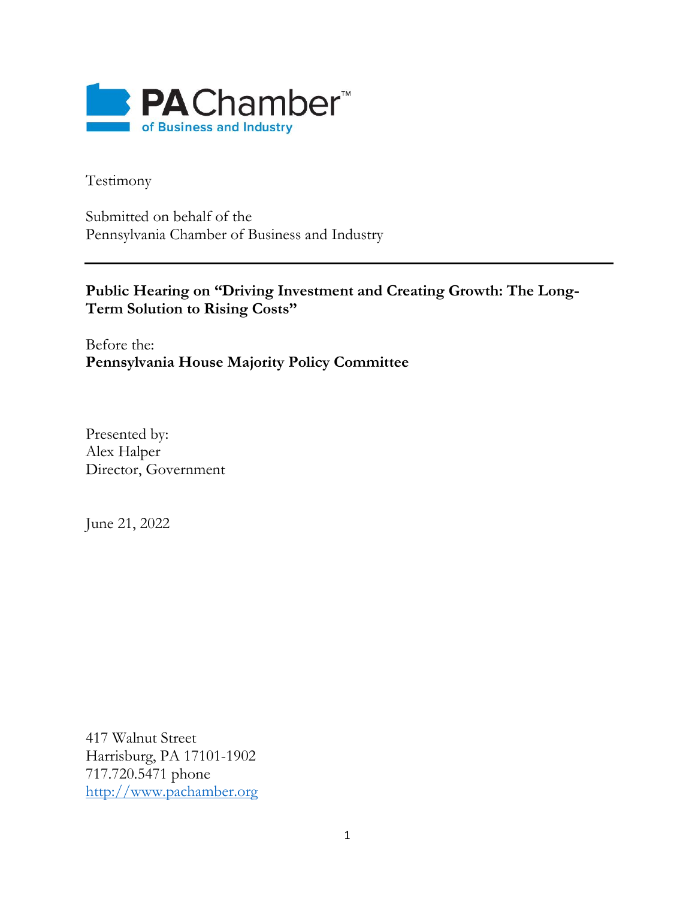PA Chamber™
of Business and Industry

Testimony

Submitted on behalf of the
Pennsylvania Chamber of Business and Industry

---

**Public Hearing on "Driving Investment and Creating Growth: The Long-Term Solution to Rising Costs"**

Before the:
**Pennsylvania House Majority Policy Committee**

Presented by:
Alex Halper
Director, Government

June 21, 2022

417 Walnut Street
Harrisburg, PA 17101-1902
717.720.5471 phone
http://www.pachamber.org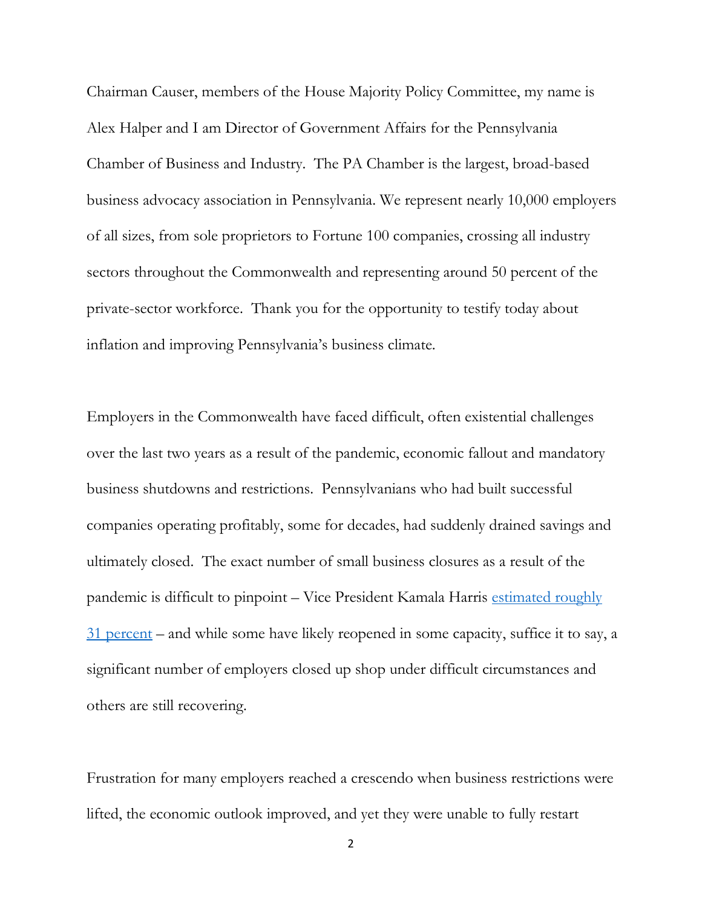Chairman Causer, members of the House Majority Policy Committee, my name is Alex Halper and I am Director of Government Affairs for the Pennsylvania Chamber of Business and Industry. The PA Chamber is the largest, broad-based business advocacy association in Pennsylvania. We represent nearly 10,000 employers of all sizes, from sole proprietors to Fortune 100 companies, crossing all industry sectors throughout the Commonwealth and representing around 50 percent of the private-sector workforce. Thank you for the opportunity to testify today about inflation and improving Pennsylvania's business climate.

Employers in the Commonwealth have faced difficult, often existential challenges over the last two years as a result of the pandemic, economic fallout and mandatory business shutdowns and restrictions. Pennsylvanians who had built successful companies operating profitably, some for decades, had suddenly drained savings and ultimately closed. The exact number of small business closures as a result of the pandemic is difficult to pinpoint – Vice President Kamala Harris estimated roughly 31 percent – and while some have likely reopened in some capacity, suffice it to say, a significant number of employers closed up shop under difficult circumstances and others are still recovering.

Frustration for many employers reached a crescendo when business restrictions were lifted, the economic outlook improved, and yet they were unable to fully restart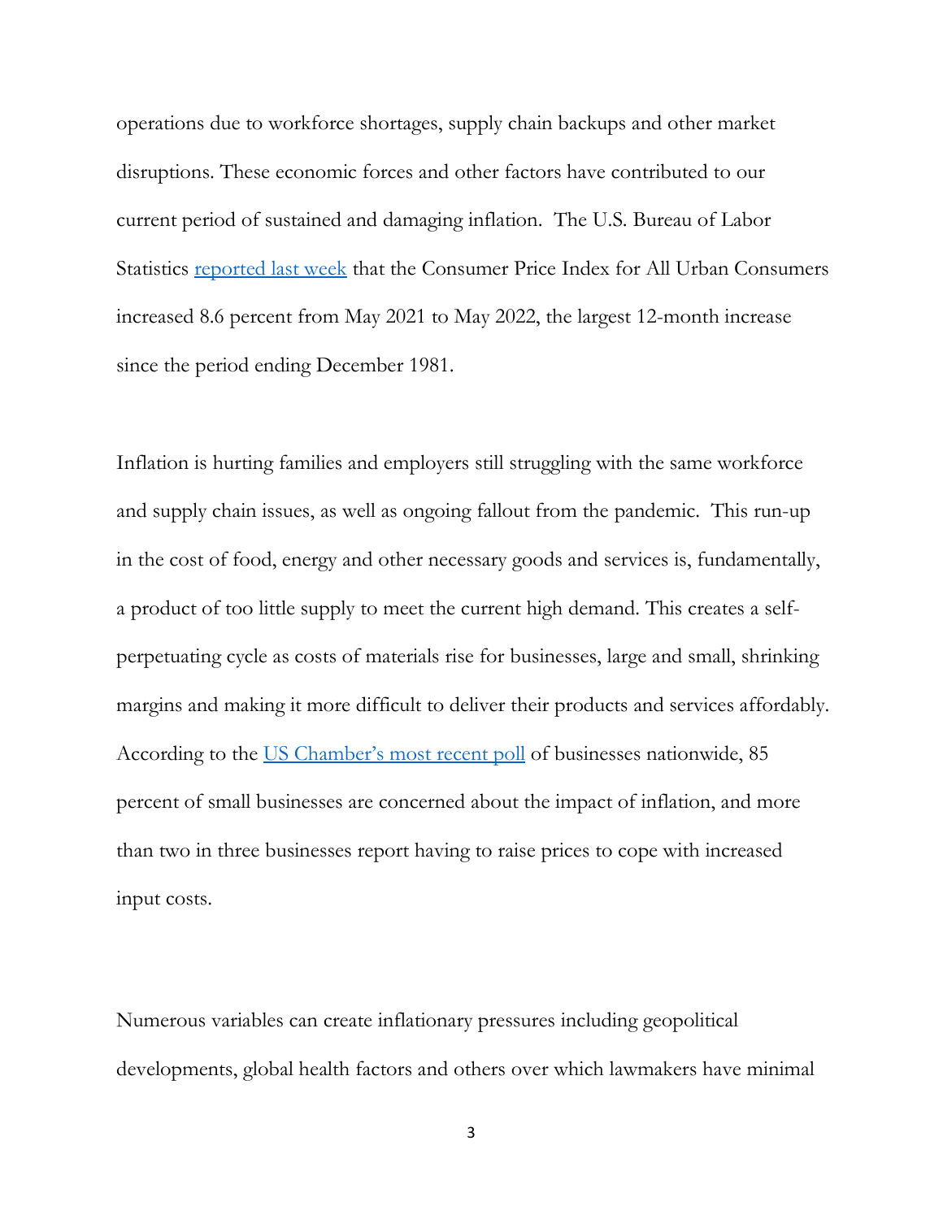operations due to workforce shortages, supply chain backups and other market disruptions. These economic forces and other factors have contributed to our current period of sustained and damaging inflation. The U.S. Bureau of Labor Statistics reported last week that the Consumer Price Index for All Urban Consumers increased 8.6 percent from May 2021 to May 2022, the largest 12-month increase since the period ending December 1981.

Inflation is hurting families and employers still struggling with the same workforce and supply chain issues, as well as ongoing fallout from the pandemic. This run-up in the cost of food, energy and other necessary goods and services is, fundamentally, a product of too little supply to meet the current high demand. This creates a self-perpetuating cycle as costs of materials rise for businesses, large and small, shrinking margins and making it more difficult to deliver their products and services affordably. According to the US Chamber's most recent poll of businesses nationwide, 85 percent of small businesses are concerned about the impact of inflation, and more than two in three businesses report having to raise prices to cope with increased input costs.

Numerous variables can create inflationary pressures including geopolitical developments, global health factors and others over which lawmakers have minimal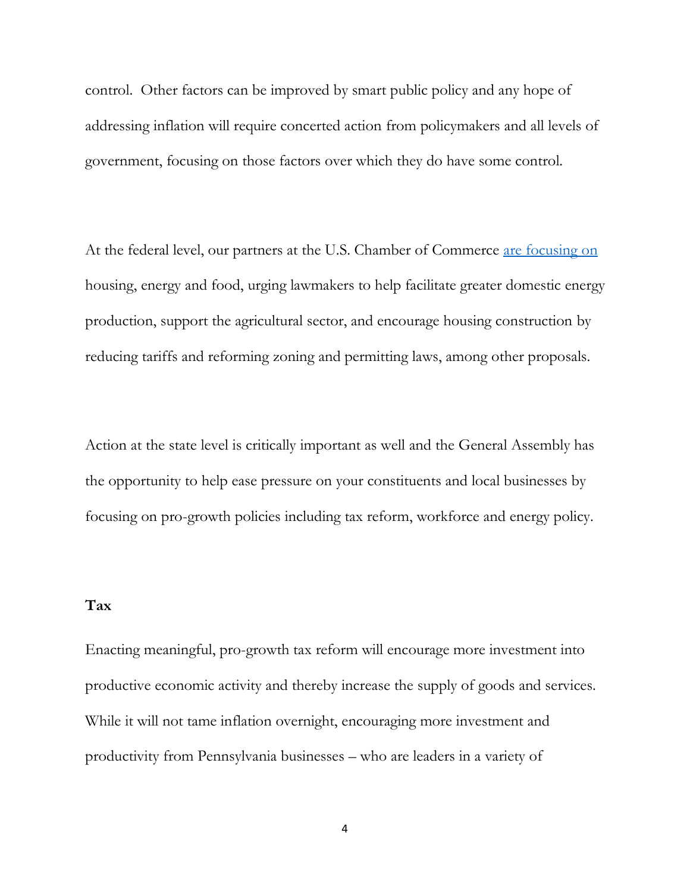control. Other factors can be improved by smart public policy and any hope of addressing inflation will require concerted action from policymakers and all levels of government, focusing on those factors over which they do have some control.

At the federal level, our partners at the U.S. Chamber of Commerce are focusing on housing, energy and food, urging lawmakers to help facilitate greater domestic energy production, support the agricultural sector, and encourage housing construction by reducing tariffs and reforming zoning and permitting laws, among other proposals.

Action at the state level is critically important as well and the General Assembly has the opportunity to help ease pressure on your constituents and local businesses by focusing on pro-growth policies including tax reform, workforce and energy policy.

**Tax**

Enacting meaningful, pro-growth tax reform will encourage more investment into productive economic activity and thereby increase the supply of goods and services. While it will not tame inflation overnight, encouraging more investment and productivity from Pennsylvania businesses – who are leaders in a variety of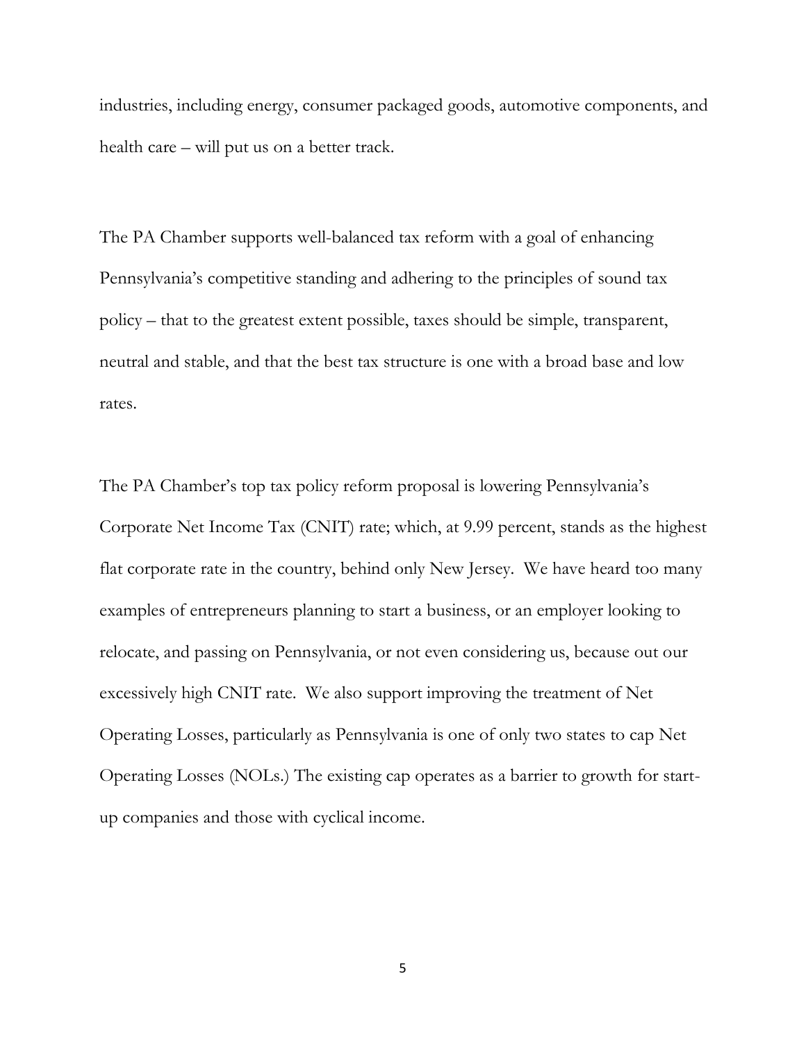industries, including energy, consumer packaged goods, automotive components, and health care – will put us on a better track.

The PA Chamber supports well-balanced tax reform with a goal of enhancing Pennsylvania's competitive standing and adhering to the principles of sound tax policy – that to the greatest extent possible, taxes should be simple, transparent, neutral and stable, and that the best tax structure is one with a broad base and low rates.

The PA Chamber's top tax policy reform proposal is lowering Pennsylvania's Corporate Net Income Tax (CNIT) rate; which, at 9.99 percent, stands as the highest flat corporate rate in the country, behind only New Jersey. We have heard too many examples of entrepreneurs planning to start a business, or an employer looking to relocate, and passing on Pennsylvania, or not even considering us, because out our excessively high CNIT rate. We also support improving the treatment of Net Operating Losses, particularly as Pennsylvania is one of only two states to cap Net Operating Losses (NOLs.) The existing cap operates as a barrier to growth for start-up companies and those with cyclical income.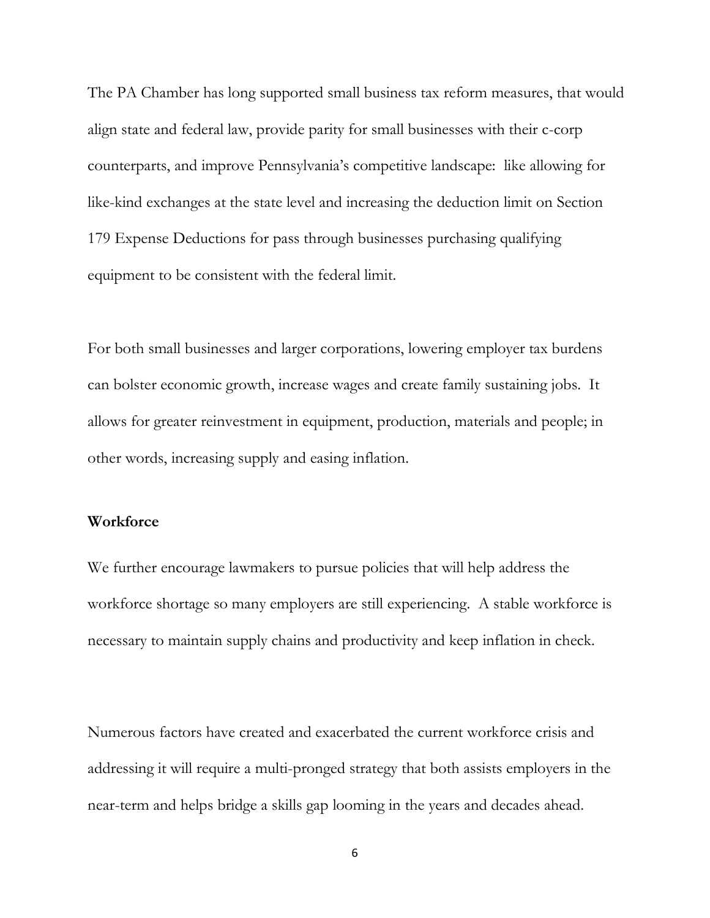The PA Chamber has long supported small business tax reform measures, that would align state and federal law, provide parity for small businesses with their c-corp counterparts, and improve Pennsylvania's competitive landscape:  like allowing for like-kind exchanges at the state level and increasing the deduction limit on Section 179 Expense Deductions for pass through businesses purchasing qualifying equipment to be consistent with the federal limit.

For both small businesses and larger corporations, lowering employer tax burdens can bolster economic growth, increase wages and create family sustaining jobs.  It allows for greater reinvestment in equipment, production, materials and people; in other words, increasing supply and easing inflation.

**Workforce**

We further encourage lawmakers to pursue policies that will help address the workforce shortage so many employers are still experiencing.  A stable workforce is necessary to maintain supply chains and productivity and keep inflation in check.

Numerous factors have created and exacerbated the current workforce crisis and addressing it will require a multi-pronged strategy that both assists employers in the near-term and helps bridge a skills gap looming in the years and decades ahead.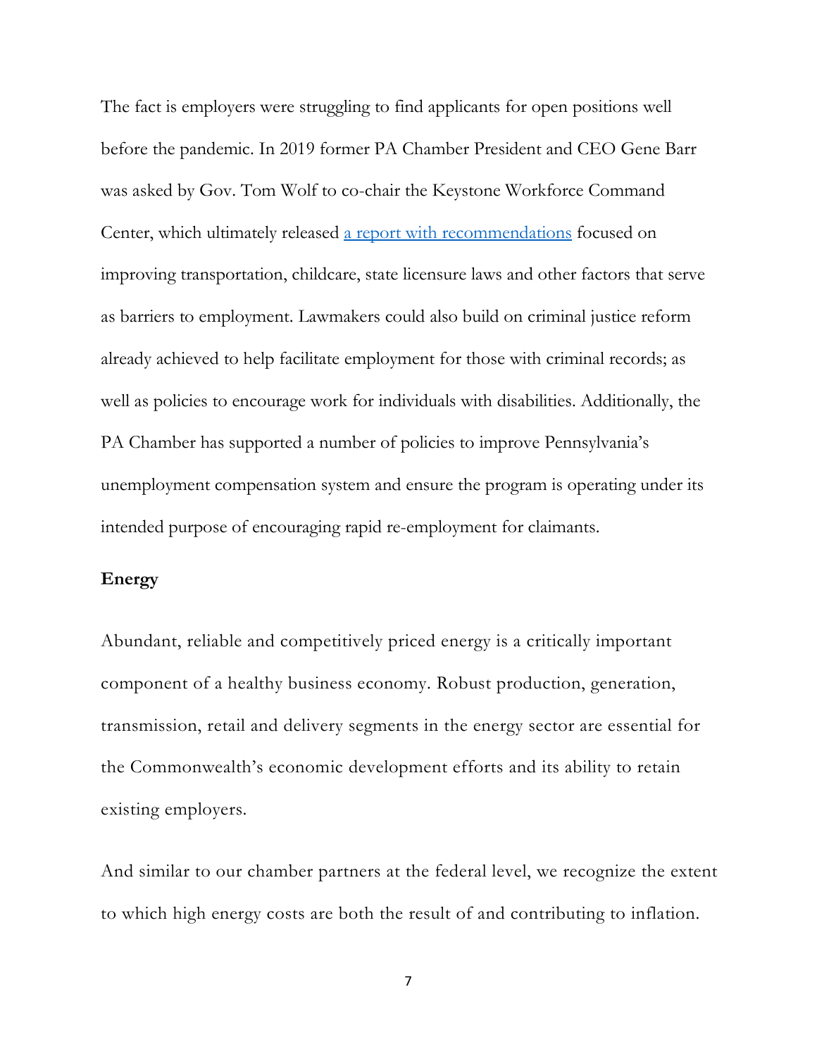The fact is employers were struggling to find applicants for open positions well before the pandemic. In 2019 former PA Chamber President and CEO Gene Barr was asked by Gov. Tom Wolf to co-chair the Keystone Workforce Command Center, which ultimately released [a report with recommendations]() focused on improving transportation, childcare, state licensure laws and other factors that serve as barriers to employment. Lawmakers could also build on criminal justice reform already achieved to help facilitate employment for those with criminal records; as well as policies to encourage work for individuals with disabilities. Additionally, the PA Chamber has supported a number of policies to improve Pennsylvania's unemployment compensation system and ensure the program is operating under its intended purpose of encouraging rapid re-employment for claimants.

**Energy**

Abundant, reliable and competitively priced energy is a critically important component of a healthy business economy. Robust production, generation, transmission, retail and delivery segments in the energy sector are essential for the Commonwealth's economic development efforts and its ability to retain existing employers.

And similar to our chamber partners at the federal level, we recognize the extent to which high energy costs are both the result of and contributing to inflation.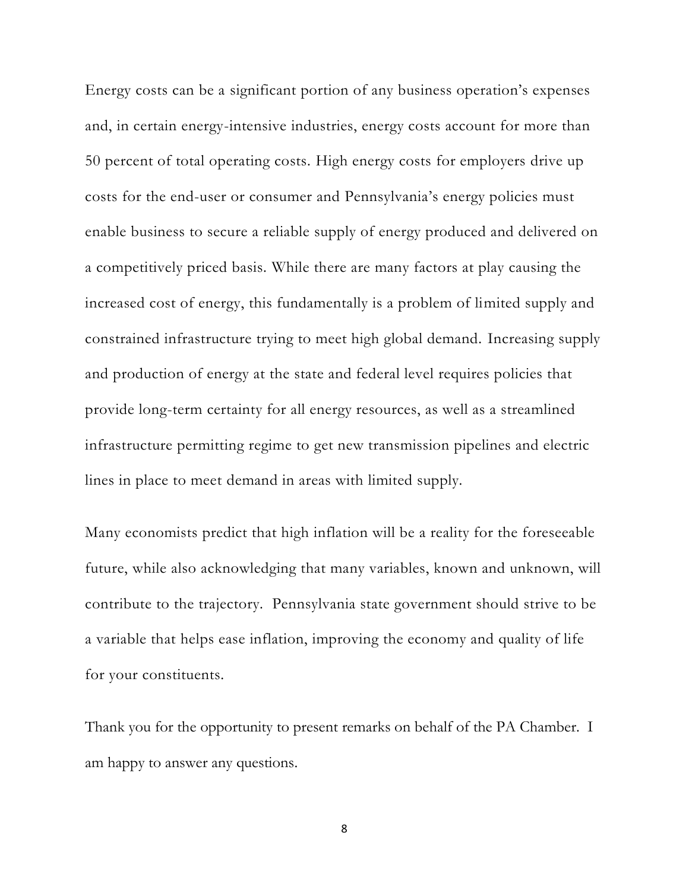Energy costs can be a significant portion of any business operation's expenses and, in certain energy-intensive industries, energy costs account for more than 50 percent of total operating costs. High energy costs for employers drive up costs for the end-user or consumer and Pennsylvania's energy policies must enable business to secure a reliable supply of energy produced and delivered on a competitively priced basis. While there are many factors at play causing the increased cost of energy, this fundamentally is a problem of limited supply and constrained infrastructure trying to meet high global demand. Increasing supply and production of energy at the state and federal level requires policies that provide long-term certainty for all energy resources, as well as a streamlined infrastructure permitting regime to get new transmission pipelines and electric lines in place to meet demand in areas with limited supply.

Many economists predict that high inflation will be a reality for the foreseeable future, while also acknowledging that many variables, known and unknown, will contribute to the trajectory. Pennsylvania state government should strive to be a variable that helps ease inflation, improving the economy and quality of life for your constituents.

Thank you for the opportunity to present remarks on behalf of the PA Chamber. I am happy to answer any questions.